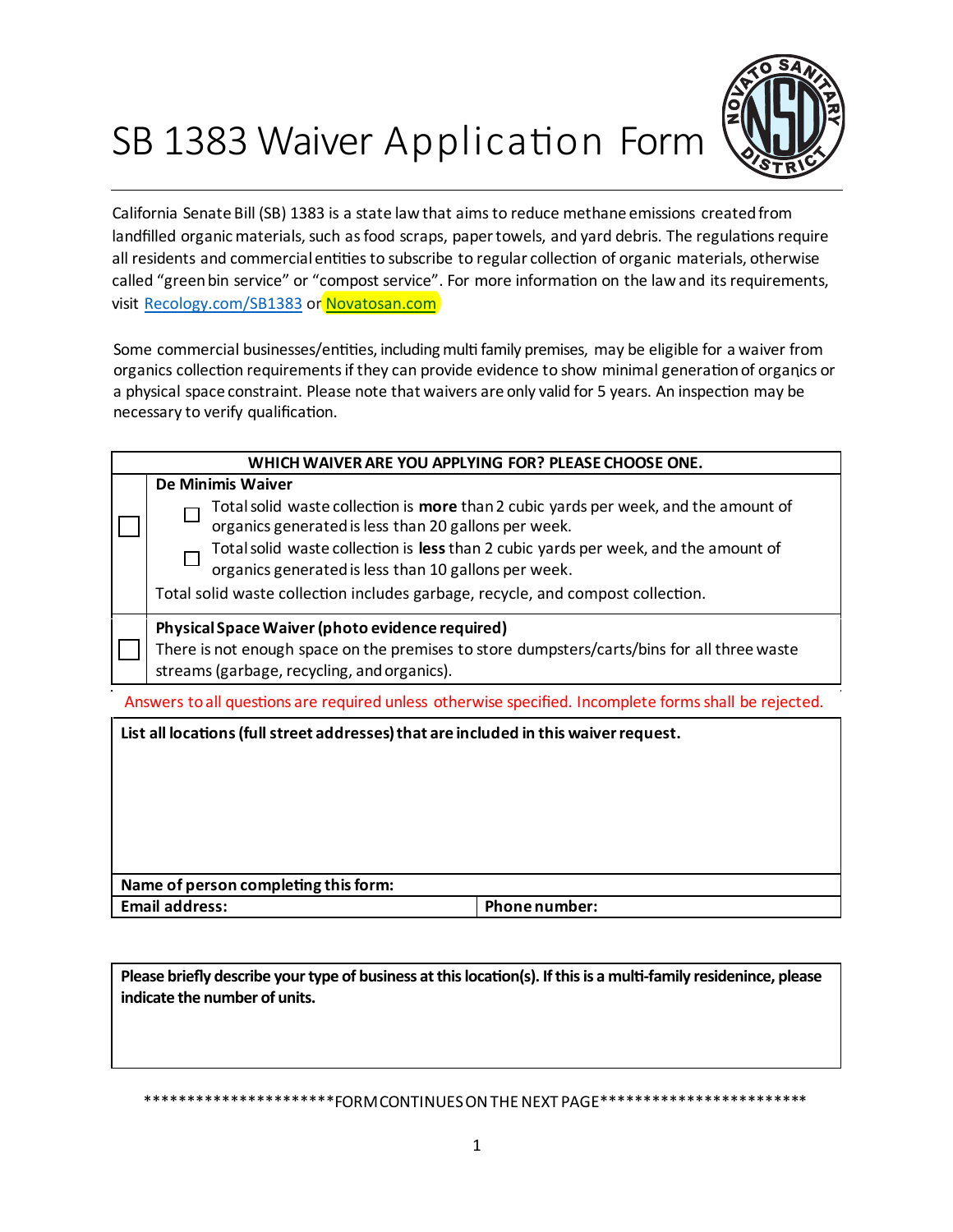# SB 1383 Waiver Application Form

California Senate Bill (SB) 1383 is a state law that aims to reduce methane emissions created from landfilled organic materials, such as food scraps, paper towels, and yard debris. The regulations require all residents and commercial entities to subscribe to regular collection of organic materials, otherwise called "green bin service" or "compost service". For more information on the law and its requirements, visit [Recology.com/SB1383](Recology.com/SB1383) or [Novatosan.com](Novatosan.com)

Some commercial businesses/entities, including multi family premises, may be eligible for a waiver from organics collection requirements if they can provide evidence to show minimal generation of organics or a physical space constraint. Please note that waivers are only valid for 5 years. An inspection may be necessary to verify qualification.

| WHICH WAIVER ARE YOU APPLYING FOR? PLEASE CHOOSE ONE. | |
|---|---|
| ☐ | **De Minimis Waiver**<br>☐ Total solid waste collection is **more** than 2 cubic yards per week, and the amount of organics generated is less than 20 gallons per week.<br>☐ Total solid waste collection is **less** than 2 cubic yards per week, and the amount of organics generated is less than 10 gallons per week.<br>Total solid waste collection includes garbage, recycle, and compost collection. |
| ☐ | **Physical Space Waiver (photo evidence required)**<br>There is not enough space on the premises to store dumpsters/carts/bins for all three waste streams (garbage, recycling, and organics). |

Answers to all questions are required unless otherwise specified. Incomplete forms shall be rejected.

| **List all locations (full street addresses) that are included in this waiver request.** | |
|---|---|
| | |
| **Name of person completing this form:** | |
| **Email address:** | **Phone number:** |

| **Please briefly describe your type of business at this location(s). If this is a multi-family residenince, please indicate the number of units.** |
|---|
| |

\*\*\*\*\*\*\*\*\*\*\*\*\*\*\*\*\*\*\*\*\*FORM CONTINUES ON THE NEXT PAGE\*\*\*\*\*\*\*\*\*\*\*\*\*\*\*\*\*\*\*\*\*\*\*\*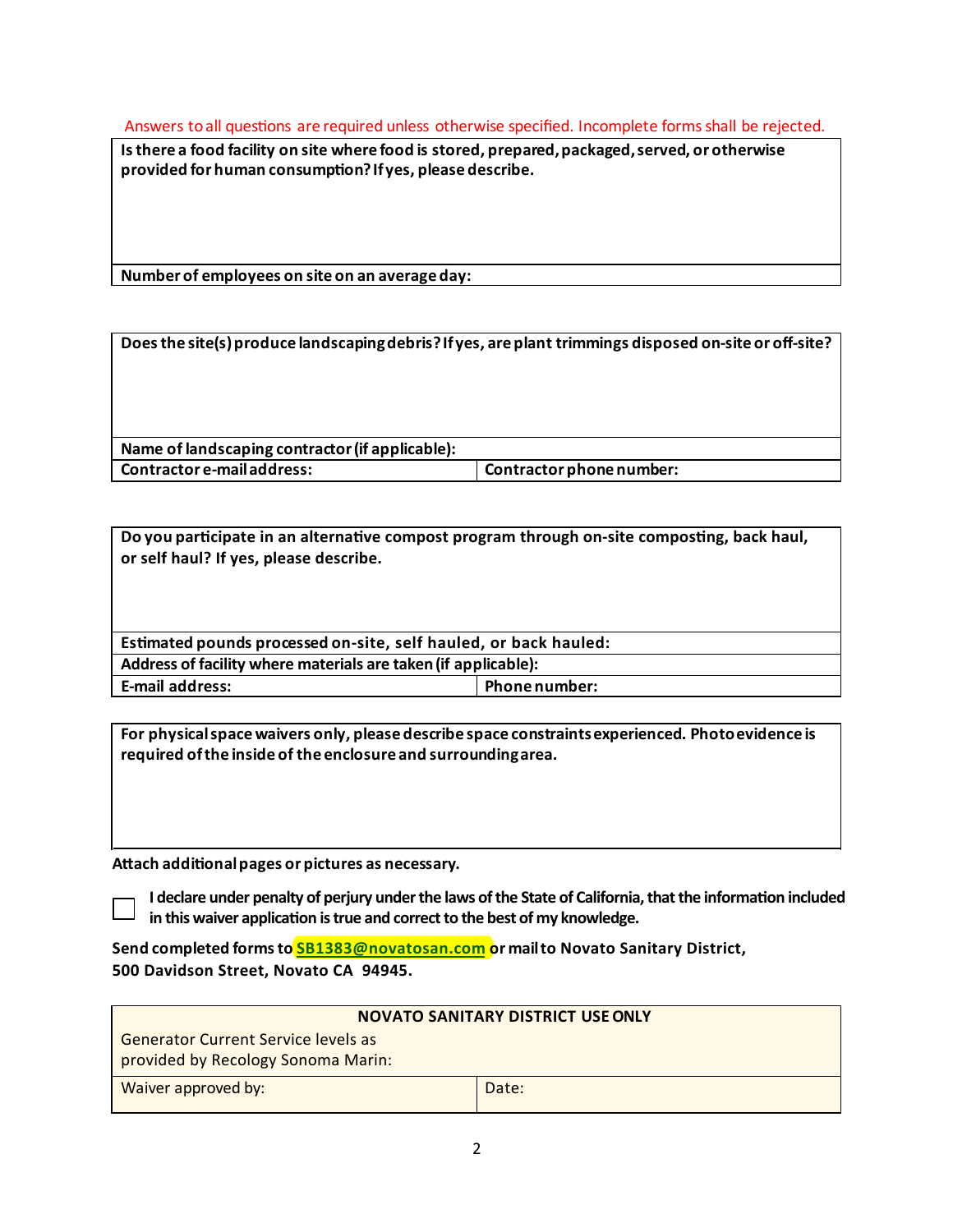Answers to all questions are required unless otherwise specified. Incomplete forms shall be rejected.

| | |
|---|---|
| **Is there a food facility on site where food is stored, prepared, packaged, served, or otherwise provided for human consumption? If yes, please describe.** | |
| **Number of employees on site on an average day:** | |

| | |
|---|---|
| **Does the site(s) produce landscaping debris? If yes, are plant trimmings disposed on-site or off-site?** | |
| **Name of landscaping contractor (if applicable):** | |
| **Contractor e-mail address:** | **Contractor phone number:** |

| | |
|---|---|
| **Do you participate in an alternative compost program through on-site composting, back haul, or self haul? If yes, please describe.** | |
| **Estimated pounds processed on-site, self hauled, or back hauled:** | |
| **Address of facility where materials are taken (if applicable):** | |
| **E-mail address:** | **Phone number:** |

| |
|---|
| **For physical space waivers only, please describe space constraints experienced. Photo evidence is required of the inside of the enclosure and surrounding area.** |

**Attach additional pages or pictures as necessary.**

☐ **I declare under penalty of perjury under the laws of the State of California, that the information included in this waiver application is true and correct to the best of my knowledge.**

**Send completed forms to SB1383@novatosan.com or mail to Novato Sanitary District, 500 Davidson Street, Novato CA 94945.**

| **NOVATO SANITARY DISTRICT USE ONLY** | |
|---|---|
| Generator Current Service levels as provided by Recology Sonoma Marin: | |
| Waiver approved by: | Date: |